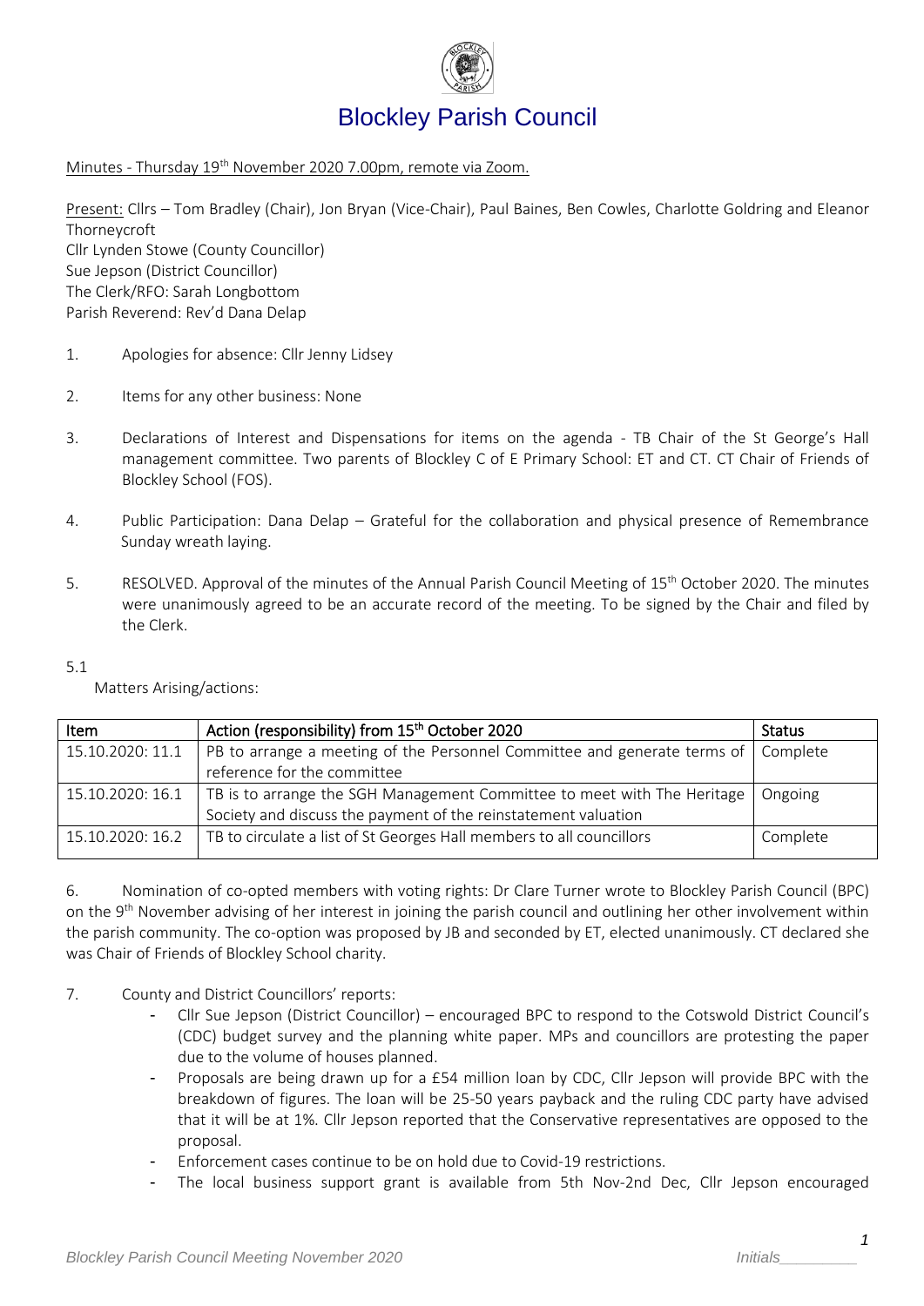# Blockley Parish Council

Minutes - Thursday 19th November 2020 7.00pm, remote via Zoom.

Present: Cllrs – Tom Bradley (Chair), Jon Bryan (Vice-Chair), Paul Baines, Ben Cowles, Charlotte Goldring and Eleanor Thorneycroft
Cllr Lynden Stowe (County Councillor)
Sue Jepson (District Councillor)
The Clerk/RFO: Sarah Longbottom
Parish Reverend: Rev'd Dana Delap

1. Apologies for absence: Cllr Jenny Lidsey

2. Items for any other business: None

3. Declarations of Interest and Dispensations for items on the agenda - TB Chair of the St George's Hall management committee. Two parents of Blockley C of E Primary School: ET and CT. CT Chair of Friends of Blockley School (FOS).

4. Public Participation: Dana Delap – Grateful for the collaboration and physical presence of Remembrance Sunday wreath laying.

5. RESOLVED. Approval of the minutes of the Annual Parish Council Meeting of 15th October 2020. The minutes were unanimously agreed to be an accurate record of the meeting. To be signed by the Chair and filed by the Clerk.

5.1 Matters Arising/actions:

| Item | Action (responsibility) from 15th October 2020 | Status |
|---|---|---|
| 15.10.2020: 11.1 | PB to arrange a meeting of the Personnel Committee and generate terms of reference for the committee | Complete |
| 15.10.2020: 16.1 | TB is to arrange the SGH Management Committee to meet with The Heritage Society and discuss the payment of the reinstatement valuation | Ongoing |
| 15.10.2020: 16.2 | TB to circulate a list of St Georges Hall members to all councillors | Complete |

6. Nomination of co-opted members with voting rights: Dr Clare Turner wrote to Blockley Parish Council (BPC) on the 9th November advising of her interest in joining the parish council and outlining her other involvement within the parish community. The co-option was proposed by JB and seconded by ET, elected unanimously. CT declared she was Chair of Friends of Blockley School charity.

7. County and District Councillors' reports:
   - Cllr Sue Jepson (District Councillor) – encouraged BPC to respond to the Cotswold District Council's (CDC) budget survey and the planning white paper. MPs and councillors are protesting the paper due to the volume of houses planned.
   - Proposals are being drawn up for a £54 million loan by CDC, Cllr Jepson will provide BPC with the breakdown of figures. The loan will be 25-50 years payback and the ruling CDC party have advised that it will be at 1%. Cllr Jepson reported that the Conservative representatives are opposed to the proposal.
   - Enforcement cases continue to be on hold due to Covid-19 restrictions.
   - The local business support grant is available from 5th Nov-2nd Dec, Cllr Jepson encouraged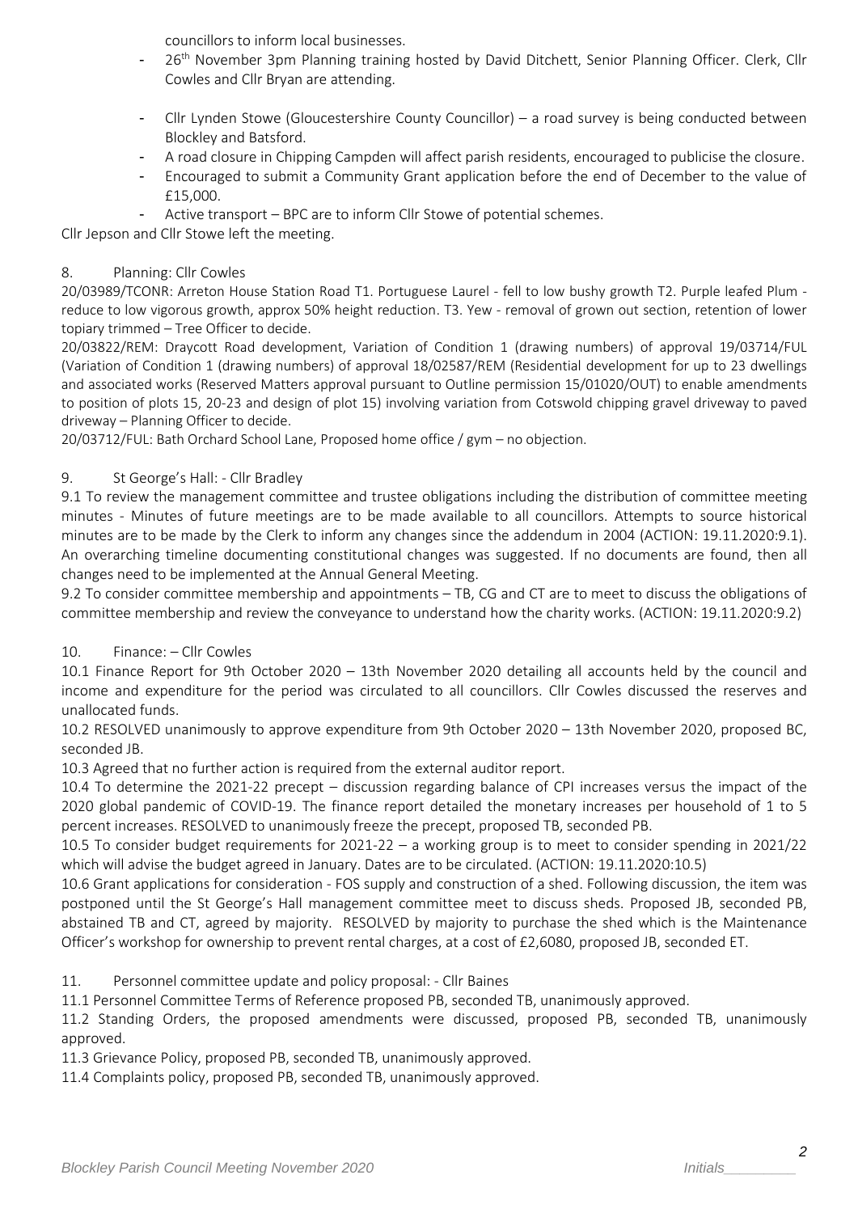councillors to inform local businesses.

- 26th November 3pm Planning training hosted by David Ditchett, Senior Planning Officer. Clerk, Cllr Cowles and Cllr Bryan are attending.
- Cllr Lynden Stowe (Gloucestershire County Councillor) – a road survey is being conducted between Blockley and Batsford.
- A road closure in Chipping Campden will affect parish residents, encouraged to publicise the closure.
- Encouraged to submit a Community Grant application before the end of December to the value of £15,000.
- Active transport – BPC are to inform Cllr Stowe of potential schemes.

Cllr Jepson and Cllr Stowe left the meeting.

8. Planning: Cllr Cowles

20/03989/TCONR: Arreton House Station Road T1. Portuguese Laurel - fell to low bushy growth T2. Purple leafed Plum - reduce to low vigorous growth, approx 50% height reduction. T3. Yew - removal of grown out section, retention of lower topiary trimmed – Tree Officer to decide.

20/03822/REM: Draycott Road development, Variation of Condition 1 (drawing numbers) of approval 19/03714/FUL (Variation of Condition 1 (drawing numbers) of approval 18/02587/REM (Residential development for up to 23 dwellings and associated works (Reserved Matters approval pursuant to Outline permission 15/01020/OUT) to enable amendments to position of plots 15, 20-23 and design of plot 15) involving variation from Cotswold chipping gravel driveway to paved driveway – Planning Officer to decide.

20/03712/FUL: Bath Orchard School Lane, Proposed home office / gym – no objection.

9. St George's Hall: - Cllr Bradley

9.1 To review the management committee and trustee obligations including the distribution of committee meeting minutes - Minutes of future meetings are to be made available to all councillors. Attempts to source historical minutes are to be made by the Clerk to inform any changes since the addendum in 2004 (ACTION: 19.11.2020:9.1). An overarching timeline documenting constitutional changes was suggested. If no documents are found, then all changes need to be implemented at the Annual General Meeting.

9.2 To consider committee membership and appointments – TB, CG and CT are to meet to discuss the obligations of committee membership and review the conveyance to understand how the charity works. (ACTION: 19.11.2020:9.2)

10. Finance: – Cllr Cowles

10.1 Finance Report for 9th October 2020 – 13th November 2020 detailing all accounts held by the council and income and expenditure for the period was circulated to all councillors. Cllr Cowles discussed the reserves and unallocated funds.

10.2 RESOLVED unanimously to approve expenditure from 9th October 2020 – 13th November 2020, proposed BC, seconded JB.

10.3 Agreed that no further action is required from the external auditor report.

10.4 To determine the 2021-22 precept – discussion regarding balance of CPI increases versus the impact of the 2020 global pandemic of COVID-19. The finance report detailed the monetary increases per household of 1 to 5 percent increases. RESOLVED to unanimously freeze the precept, proposed TB, seconded PB.

10.5 To consider budget requirements for 2021-22 – a working group is to meet to consider spending in 2021/22 which will advise the budget agreed in January. Dates are to be circulated. (ACTION: 19.11.2020:10.5)

10.6 Grant applications for consideration - FOS supply and construction of a shed. Following discussion, the item was postponed until the St George's Hall management committee meet to discuss sheds. Proposed JB, seconded PB, abstained TB and CT, agreed by majority. RESOLVED by majority to purchase the shed which is the Maintenance Officer's workshop for ownership to prevent rental charges, at a cost of £2,6080, proposed JB, seconded ET.

11. Personnel committee update and policy proposal: - Cllr Baines

11.1 Personnel Committee Terms of Reference proposed PB, seconded TB, unanimously approved.

11.2 Standing Orders, the proposed amendments were discussed, proposed PB, seconded TB, unanimously approved.

11.3 Grievance Policy, proposed PB, seconded TB, unanimously approved.

11.4 Complaints policy, proposed PB, seconded TB, unanimously approved.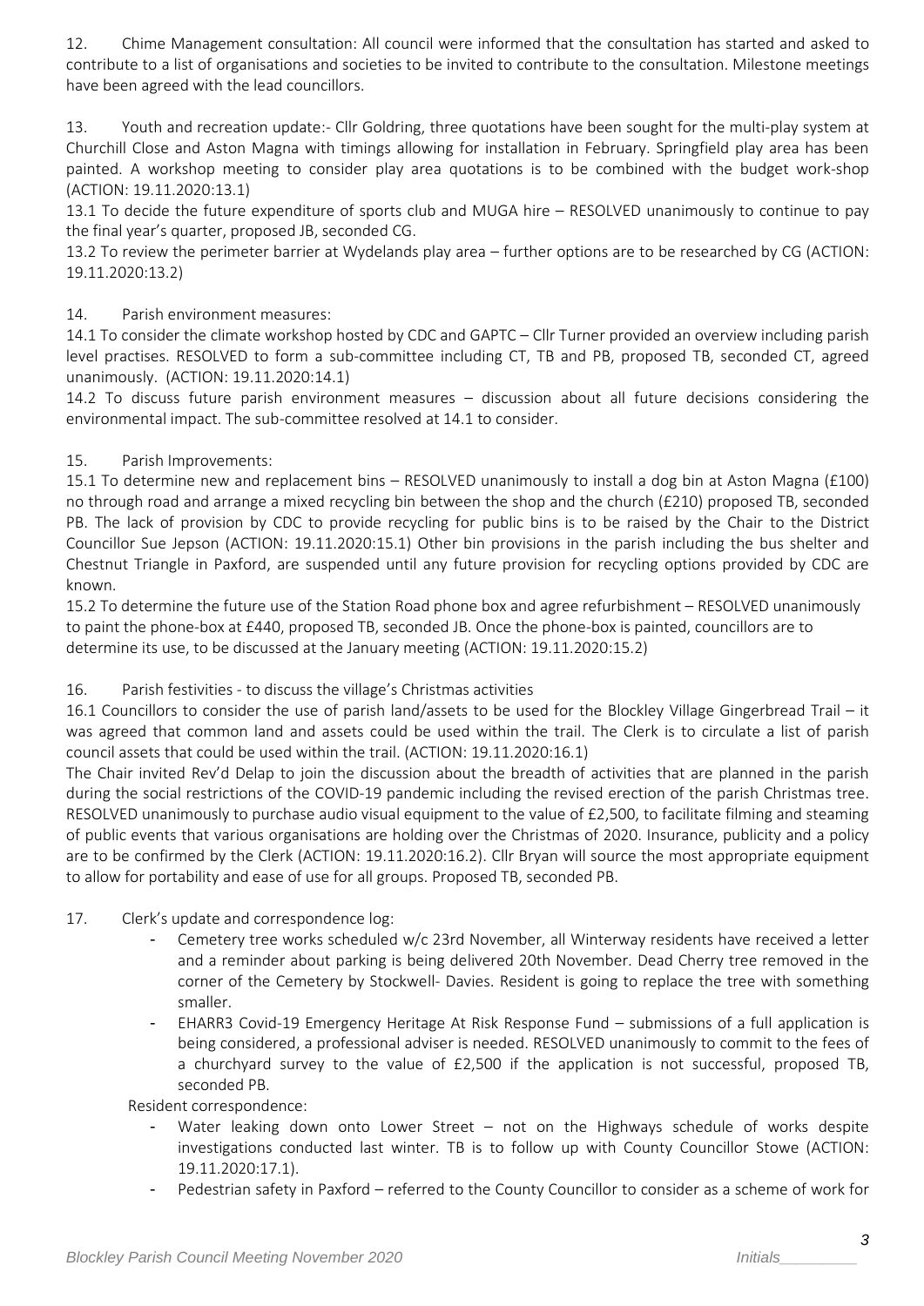12. Chime Management consultation: All council were informed that the consultation has started and asked to contribute to a list of organisations and societies to be invited to contribute to the consultation. Milestone meetings have been agreed with the lead councillors.

13. Youth and recreation update:- Cllr Goldring, three quotations have been sought for the multi-play system at Churchill Close and Aston Magna with timings allowing for installation in February. Springfield play area has been painted. A workshop meeting to consider play area quotations is to be combined with the budget work-shop (ACTION: 19.11.2020:13.1)

13.1 To decide the future expenditure of sports club and MUGA hire – RESOLVED unanimously to continue to pay the final year's quarter, proposed JB, seconded CG.

13.2 To review the perimeter barrier at Wydelands play area – further options are to be researched by CG (ACTION: 19.11.2020:13.2)

14. Parish environment measures:

14.1 To consider the climate workshop hosted by CDC and GAPTC – Cllr Turner provided an overview including parish level practises. RESOLVED to form a sub-committee including CT, TB and PB, proposed TB, seconded CT, agreed unanimously. (ACTION: 19.11.2020:14.1)

14.2 To discuss future parish environment measures – discussion about all future decisions considering the environmental impact. The sub-committee resolved at 14.1 to consider.

15. Parish Improvements:

15.1 To determine new and replacement bins – RESOLVED unanimously to install a dog bin at Aston Magna (£100) no through road and arrange a mixed recycling bin between the shop and the church (£210) proposed TB, seconded PB. The lack of provision by CDC to provide recycling for public bins is to be raised by the Chair to the District Councillor Sue Jepson (ACTION: 19.11.2020:15.1) Other bin provisions in the parish including the bus shelter and Chestnut Triangle in Paxford, are suspended until any future provision for recycling options provided by CDC are known.

15.2 To determine the future use of the Station Road phone box and agree refurbishment – RESOLVED unanimously to paint the phone-box at £440, proposed TB, seconded JB. Once the phone-box is painted, councillors are to determine its use, to be discussed at the January meeting (ACTION: 19.11.2020:15.2)

16. Parish festivities - to discuss the village's Christmas activities

16.1 Councillors to consider the use of parish land/assets to be used for the Blockley Village Gingerbread Trail – it was agreed that common land and assets could be used within the trail. The Clerk is to circulate a list of parish council assets that could be used within the trail. (ACTION: 19.11.2020:16.1)

The Chair invited Rev'd Delap to join the discussion about the breadth of activities that are planned in the parish during the social restrictions of the COVID-19 pandemic including the revised erection of the parish Christmas tree. RESOLVED unanimously to purchase audio visual equipment to the value of £2,500, to facilitate filming and steaming of public events that various organisations are holding over the Christmas of 2020. Insurance, publicity and a policy are to be confirmed by the Clerk (ACTION: 19.11.2020:16.2). Cllr Bryan will source the most appropriate equipment to allow for portability and ease of use for all groups. Proposed TB, seconded PB.

17. Clerk's update and correspondence log:

- Cemetery tree works scheduled w/c 23rd November, all Winterway residents have received a letter and a reminder about parking is being delivered 20th November. Dead Cherry tree removed in the corner of the Cemetery by Stockwell- Davies. Resident is going to replace the tree with something smaller.
- EHARR3 Covid-19 Emergency Heritage At Risk Response Fund – submissions of a full application is being considered, a professional adviser is needed. RESOLVED unanimously to commit to the fees of a churchyard survey to the value of £2,500 if the application is not successful, proposed TB, seconded PB.

Resident correspondence:

- Water leaking down onto Lower Street – not on the Highways schedule of works despite investigations conducted last winter. TB is to follow up with County Councillor Stowe (ACTION: 19.11.2020:17.1).
- Pedestrian safety in Paxford – referred to the County Councillor to consider as a scheme of work for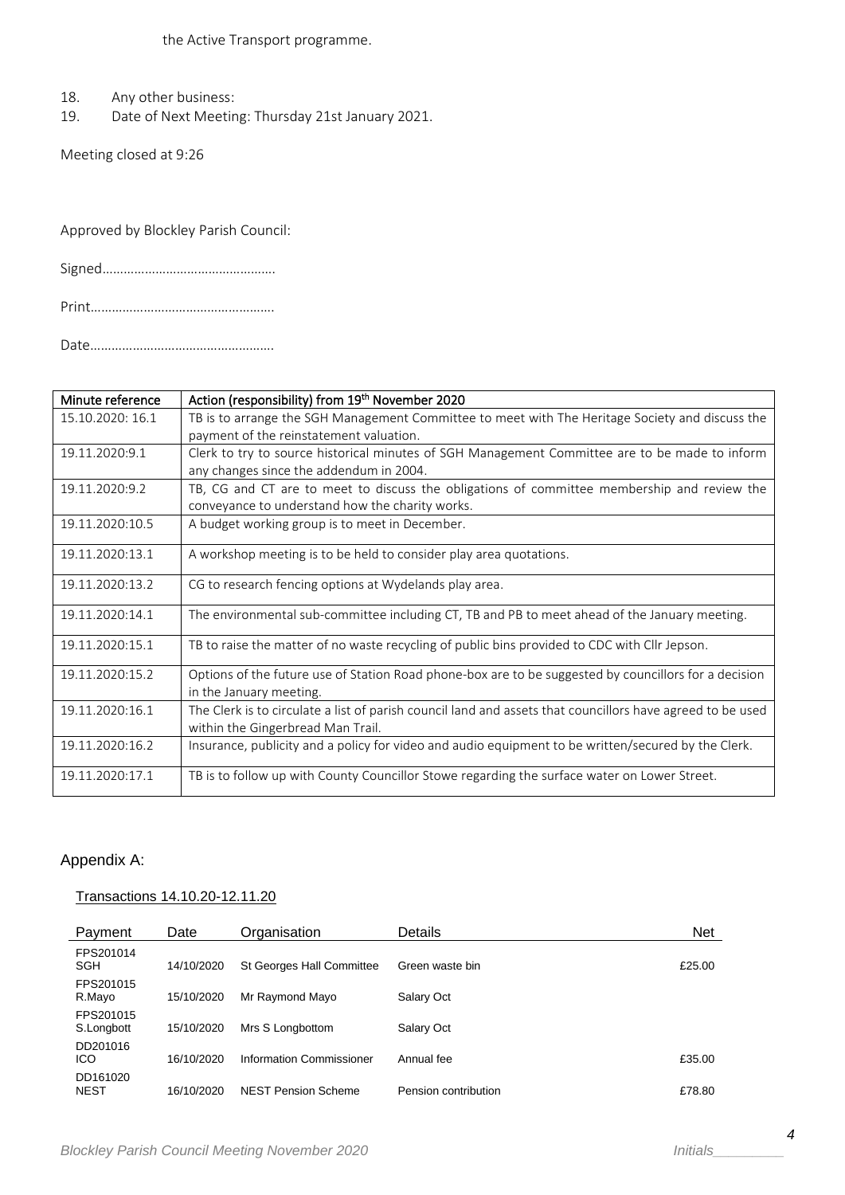the Active Transport programme.

18. Any other business:
19. Date of Next Meeting: Thursday 21st January 2021.

Meeting closed at 9:26

Approved by Blockley Parish Council:

Signed…………………………………………

Print……………………………………………

Date……………………………………………

| Minute reference | Action (responsibility) from 19th November 2020 |
|---|---|
| 15.10.2020: 16.1 | TB is to arrange the SGH Management Committee to meet with The Heritage Society and discuss the payment of the reinstatement valuation. |
| 19.11.2020:9.1 | Clerk to try to source historical minutes of SGH Management Committee are to be made to inform any changes since the addendum in 2004. |
| 19.11.2020:9.2 | TB, CG and CT are to meet to discuss the obligations of committee membership and review the conveyance to understand how the charity works. |
| 19.11.2020:10.5 | A budget working group is to meet in December. |
| 19.11.2020:13.1 | A workshop meeting is to be held to consider play area quotations. |
| 19.11.2020:13.2 | CG to research fencing options at Wydelands play area. |
| 19.11.2020:14.1 | The environmental sub-committee including CT, TB and PB to meet ahead of the January meeting. |
| 19.11.2020:15.1 | TB to raise the matter of no waste recycling of public bins provided to CDC with Cllr Jepson. |
| 19.11.2020:15.2 | Options of the future use of Station Road phone-box are to be suggested by councillors for a decision in the January meeting. |
| 19.11.2020:16.1 | The Clerk is to circulate a list of parish council land and assets that councillors have agreed to be used within the Gingerbread Man Trail. |
| 19.11.2020:16.2 | Insurance, publicity and a policy for video and audio equipment to be written/secured by the Clerk. |
| 19.11.2020:17.1 | TB is to follow up with County Councillor Stowe regarding the surface water on Lower Street. |

## Appendix A:

Transactions 14.10.20-12.11.20

| Payment | Date | Organisation | Details | Net |
|---|---|---|---|---|
| FPS201014 SGH | 14/10/2020 | St Georges Hall Committee | Green waste bin | £25.00 |
| FPS201015 R.Mayo | 15/10/2020 | Mr Raymond Mayo | Salary Oct | |
| FPS201015 S.Longbott | 15/10/2020 | Mrs S Longbottom | Salary Oct | |
| DD201016 ICO | 16/10/2020 | Information Commissioner | Annual fee | £35.00 |
| DD161020 NEST | 16/10/2020 | NEST Pension Scheme | Pension contribution | £78.80 |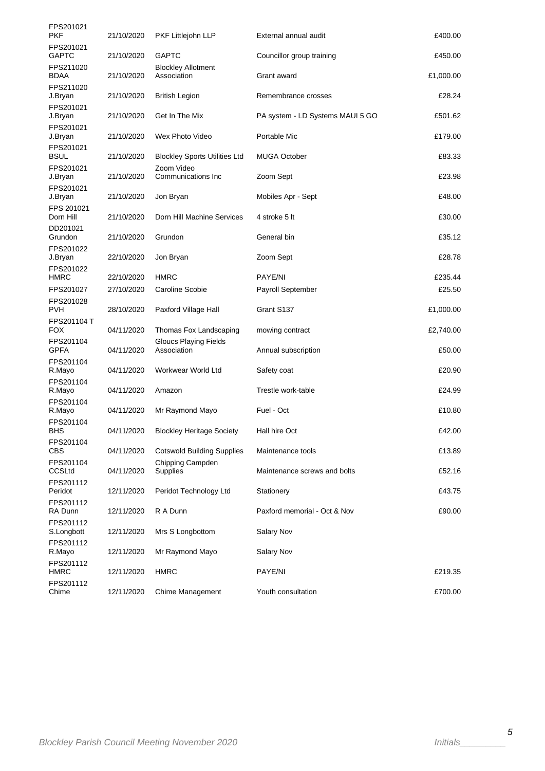| | | | | |
|---|---|---|---|---|
| FPS201021 PKF | 21/10/2020 | PKF Littlejohn LLP | External annual audit | £400.00 |
| FPS201021 GAPTC | 21/10/2020 | GAPTC | Councillor group training | £450.00 |
| FPS211020 BDAA | 21/10/2020 | Blockley Allotment Association | Grant award | £1,000.00 |
| FPS211020 J.Bryan | 21/10/2020 | British Legion | Remembrance crosses | £28.24 |
| FPS201021 J.Bryan | 21/10/2020 | Get In The Mix | PA system - LD Systems MAUI 5 GO | £501.62 |
| FPS201021 J.Bryan | 21/10/2020 | Wex Photo Video | Portable Mic | £179.00 |
| FPS201021 BSUL | 21/10/2020 | Blockley Sports Utilities Ltd | MUGA October | £83.33 |
| FPS201021 J.Bryan | 21/10/2020 | Zoom Video Communications Inc | Zoom Sept | £23.98 |
| FPS201021 J.Bryan | 21/10/2020 | Jon Bryan | Mobiles Apr - Sept | £48.00 |
| FPS 201021 Dorn Hill | 21/10/2020 | Dorn Hill Machine Services | 4 stroke 5 lt | £30.00 |
| DD201021 Grundon | 21/10/2020 | Grundon | General bin | £35.12 |
| FPS201022 J.Bryan | 22/10/2020 | Jon Bryan | Zoom Sept | £28.78 |
| FPS201022 HMRC | 22/10/2020 | HMRC | PAYE/NI | £235.44 |
| FPS201027 | 27/10/2020 | Caroline Scobie | Payroll September | £25.50 |
| FPS201028 PVH | 28/10/2020 | Paxford Village Hall | Grant S137 | £1,000.00 |
| FPS201104 T FOX | 04/11/2020 | Thomas Fox Landscaping | mowing contract | £2,740.00 |
| FPS201104 GPFA | 04/11/2020 | Gloucs Playing Fields Association | Annual subscription | £50.00 |
| FPS201104 R.Mayo | 04/11/2020 | Workwear World Ltd | Safety coat | £20.90 |
| FPS201104 R.Mayo | 04/11/2020 | Amazon | Trestle work-table | £24.99 |
| FPS201104 R.Mayo | 04/11/2020 | Mr Raymond Mayo | Fuel - Oct | £10.80 |
| FPS201104 BHS | 04/11/2020 | Blockley Heritage Society | Hall hire Oct | £42.00 |
| FPS201104 CBS | 04/11/2020 | Cotswold Building Supplies | Maintenance tools | £13.89 |
| FPS201104 CCSLtd | 04/11/2020 | Chipping Campden Supplies | Maintenance screws and bolts | £52.16 |
| FPS201112 Peridot | 12/11/2020 | Peridot Technology Ltd | Stationery | £43.75 |
| FPS201112 RA Dunn | 12/11/2020 | R A Dunn | Paxford memorial - Oct & Nov | £90.00 |
| FPS201112 S.Longbott | 12/11/2020 | Mrs S Longbottom | Salary Nov | |
| FPS201112 R.Mayo | 12/11/2020 | Mr Raymond Mayo | Salary Nov | |
| FPS201112 HMRC | 12/11/2020 | HMRC | PAYE/NI | £219.35 |
| FPS201112 Chime | 12/11/2020 | Chime Management | Youth consultation | £700.00 |

*Blockley Parish Council Meeting November 2020* *Initials_________*